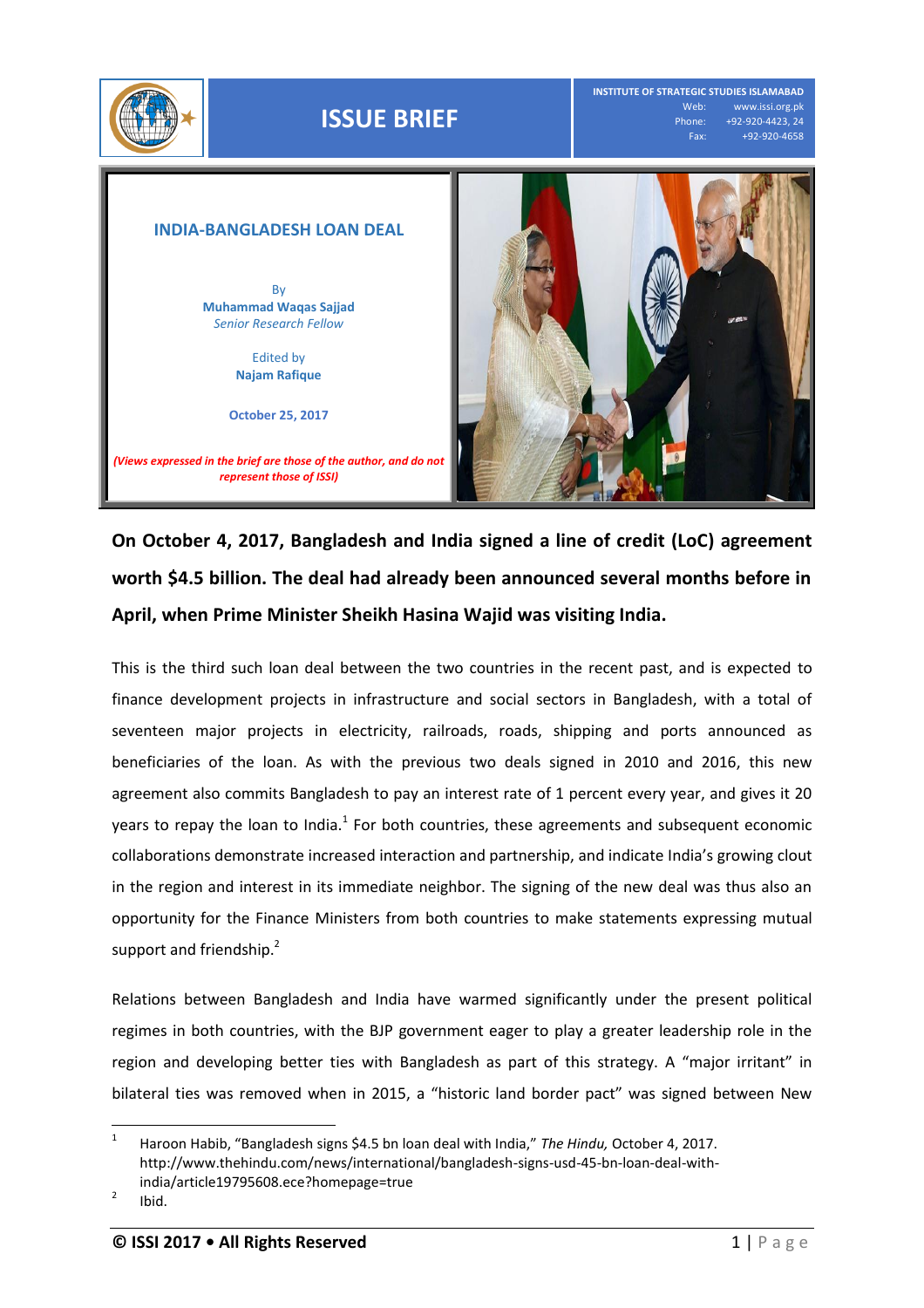# ISSUE BRIEF

INSTITUTE OF STRATEGIC STUDIES ISLAMABAD
Web: www.issi.org.pk
Phone: +92-920-4423, 24
Fax: +92-920-4658

## INDIA-BANGLADESH LOAN DEAL

By
**Muhammad Waqas Sajjad**
*Senior Research Fellow*

Edited by
**Najam Rafique**

**October 25, 2017**

***(Views expressed in the brief are those of the author, and do not represent those of ISSI)***

**On October 4, 2017, Bangladesh and India signed a line of credit (LoC) agreement worth $4.5 billion. The deal had already been announced several months before in April, when Prime Minister Sheikh Hasina Wajid was visiting India.**

This is the third such loan deal between the two countries in the recent past, and is expected to finance development projects in infrastructure and social sectors in Bangladesh, with a total of seventeen major projects in electricity, railroads, roads, shipping and ports announced as beneficiaries of the loan. As with the previous two deals signed in 2010 and 2016, this new agreement also commits Bangladesh to pay an interest rate of 1 percent every year, and gives it 20 years to repay the loan to India.[1] For both countries, these agreements and subsequent economic collaborations demonstrate increased interaction and partnership, and indicate India's growing clout in the region and interest in its immediate neighbor. The signing of the new deal was thus also an opportunity for the Finance Ministers from both countries to make statements expressing mutual support and friendship.[2]

Relations between Bangladesh and India have warmed significantly under the present political regimes in both countries, with the BJP government eager to play a greater leadership role in the region and developing better ties with Bangladesh as part of this strategy. A "major irritant" in bilateral ties was removed when in 2015, a "historic land border pact" was signed between New

---

[1] Haroon Habib, "Bangladesh signs $4.5 bn loan deal with India," *The Hindu,* October 4, 2017. http://www.thehindu.com/news/international/bangladesh-signs-usd-45-bn-loan-deal-with-india/article19795608.ece?homepage=true

[2] Ibid.

**© ISSI 2017 • All Rights Reserved**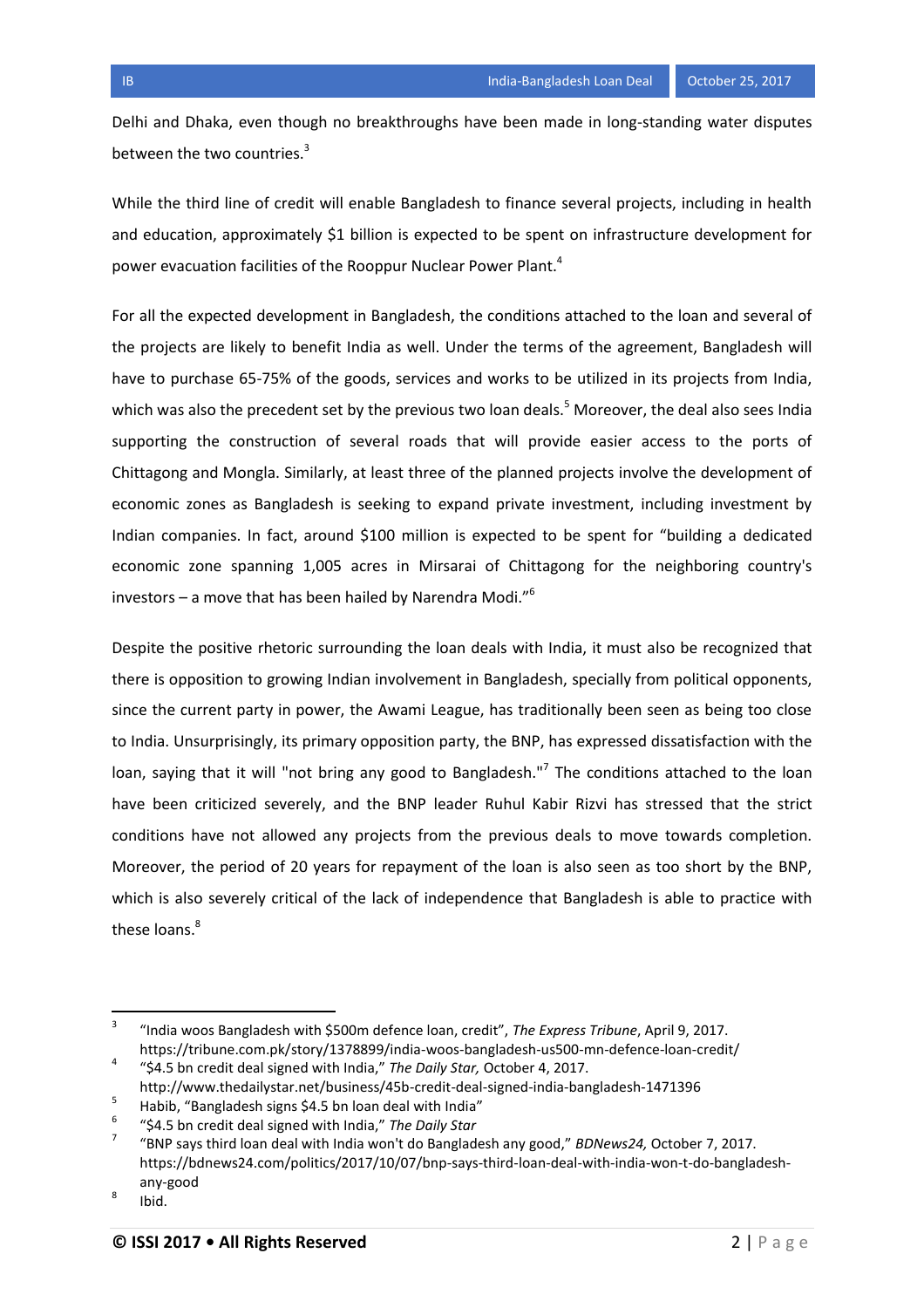Delhi and Dhaka, even though no breakthroughs have been made in long-standing water disputes between the two countries.[3]

While the third line of credit will enable Bangladesh to finance several projects, including in health and education, approximately $1 billion is expected to be spent on infrastructure development for power evacuation facilities of the Rooppur Nuclear Power Plant.[4]

For all the expected development in Bangladesh, the conditions attached to the loan and several of the projects are likely to benefit India as well. Under the terms of the agreement, Bangladesh will have to purchase 65-75% of the goods, services and works to be utilized in its projects from India, which was also the precedent set by the previous two loan deals.[5] Moreover, the deal also sees India supporting the construction of several roads that will provide easier access to the ports of Chittagong and Mongla. Similarly, at least three of the planned projects involve the development of economic zones as Bangladesh is seeking to expand private investment, including investment by Indian companies. In fact, around $100 million is expected to be spent for "building a dedicated economic zone spanning 1,005 acres in Mirsarai of Chittagong for the neighboring country's investors – a move that has been hailed by Narendra Modi."[6]

Despite the positive rhetoric surrounding the loan deals with India, it must also be recognized that there is opposition to growing Indian involvement in Bangladesh, specially from political opponents, since the current party in power, the Awami League, has traditionally been seen as being too close to India. Unsurprisingly, its primary opposition party, the BNP, has expressed dissatisfaction with the loan, saying that it will "not bring any good to Bangladesh."[7] The conditions attached to the loan have been criticized severely, and the BNP leader Ruhul Kabir Rizvi has stressed that the strict conditions have not allowed any projects from the previous deals to move towards completion. Moreover, the period of 20 years for repayment of the loan is also seen as too short by the BNP, which is also severely critical of the lack of independence that Bangladesh is able to practice with these loans.[8]

---

[3] "India woos Bangladesh with $500m defence loan, credit", *The Express Tribune*, April 9, 2017. https://tribune.com.pk/story/1378899/india-woos-bangladesh-us500-mn-defence-loan-credit/

[4] "$4.5 bn credit deal signed with India," *The Daily Star,* October 4, 2017. http://www.thedailystar.net/business/45b-credit-deal-signed-india-bangladesh-1471396

[5] Habib, "Bangladesh signs $4.5 bn loan deal with India"

[6] "$4.5 bn credit deal signed with India," *The Daily Star*

[7] "BNP says third loan deal with India won't do Bangladesh any good," *BDNews24,* October 7, 2017. https://bdnews24.com/politics/2017/10/07/bnp-says-third-loan-deal-with-india-won-t-do-bangladesh-any-good

[8] Ibid.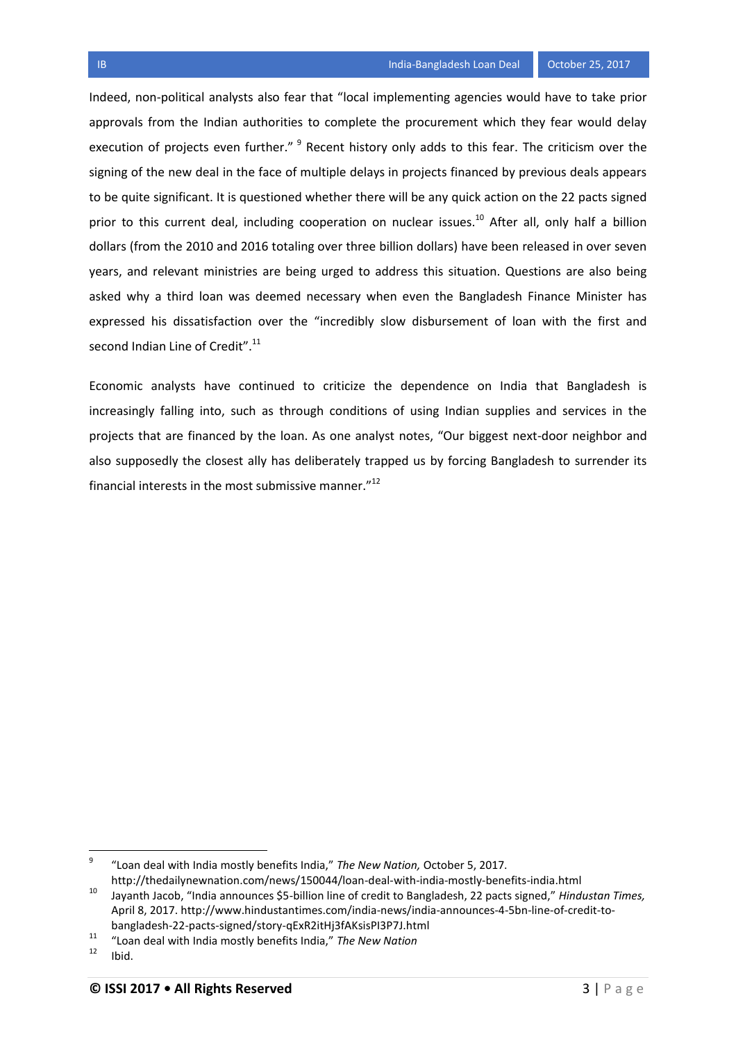Indeed, non-political analysts also fear that "local implementing agencies would have to take prior approvals from the Indian authorities to complete the procurement which they fear would delay execution of projects even further." [9] Recent history only adds to this fear. The criticism over the signing of the new deal in the face of multiple delays in projects financed by previous deals appears to be quite significant. It is questioned whether there will be any quick action on the 22 pacts signed prior to this current deal, including cooperation on nuclear issues.[10] After all, only half a billion dollars (from the 2010 and 2016 totaling over three billion dollars) have been released in over seven years, and relevant ministries are being urged to address this situation. Questions are also being asked why a third loan was deemed necessary when even the Bangladesh Finance Minister has expressed his dissatisfaction over the "incredibly slow disbursement of loan with the first and second Indian Line of Credit".[11]

Economic analysts have continued to criticize the dependence on India that Bangladesh is increasingly falling into, such as through conditions of using Indian supplies and services in the projects that are financed by the loan. As one analyst notes, "Our biggest next-door neighbor and also supposedly the closest ally has deliberately trapped us by forcing Bangladesh to surrender its financial interests in the most submissive manner."[12]

---

[9] "Loan deal with India mostly benefits India," *The New Nation,* October 5, 2017. http://thedailynewnation.com/news/150044/loan-deal-with-india-mostly-benefits-india.html

[10] Jayanth Jacob, "India announces $5-billion line of credit to Bangladesh, 22 pacts signed," *Hindustan Times,* April 8, 2017. http://www.hindustantimes.com/india-news/india-announces-4-5bn-line-of-credit-to-bangladesh-22-pacts-signed/story-qExR2itHj3fAKsisPI3P7J.html

[11] "Loan deal with India mostly benefits India," *The New Nation*

[12] Ibid.